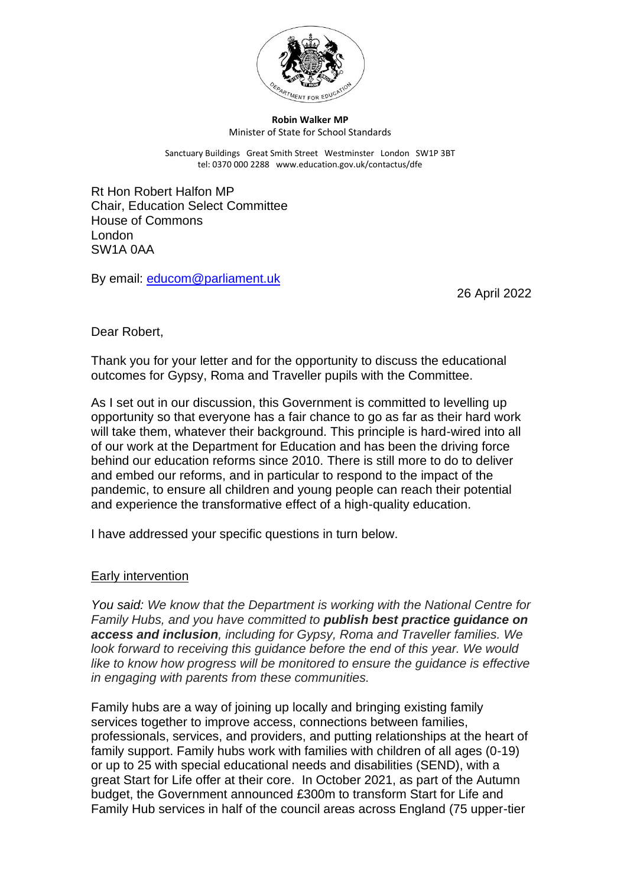**Robin Walker MP**
Minister of State for School Standards

Sanctuary Buildings Great Smith Street Westminster London SW1P 3BT
tel: 0370 000 2288 www.education.gov.uk/contactus/dfe

Rt Hon Robert Halfon MP
Chair, Education Select Committee
House of Commons
London
SW1A 0AA

By email: educom@parliament.uk

26 April 2022

Dear Robert,

Thank you for your letter and for the opportunity to discuss the educational outcomes for Gypsy, Roma and Traveller pupils with the Committee.

As I set out in our discussion, this Government is committed to levelling up opportunity so that everyone has a fair chance to go as far as their hard work will take them, whatever their background. This principle is hard-wired into all of our work at the Department for Education and has been the driving force behind our education reforms since 2010. There is still more to do to deliver and embed our reforms, and in particular to respond to the impact of the pandemic, to ensure all children and young people can reach their potential and experience the transformative effect of a high-quality education.

I have addressed your specific questions in turn below.

## Early intervention

*You said: We know that the Department is working with the National Centre for Family Hubs, and you have committed to **publish best practice guidance on access and inclusion**, including for Gypsy, Roma and Traveller families. We look forward to receiving this guidance before the end of this year. We would like to know how progress will be monitored to ensure the guidance is effective in engaging with parents from these communities.*

Family hubs are a way of joining up locally and bringing existing family services together to improve access, connections between families, professionals, services, and providers, and putting relationships at the heart of family support. Family hubs work with families with children of all ages (0-19) or up to 25 with special educational needs and disabilities (SEND), with a great Start for Life offer at their core. In October 2021, as part of the Autumn budget, the Government announced £300m to transform Start for Life and Family Hub services in half of the council areas across England (75 upper-tier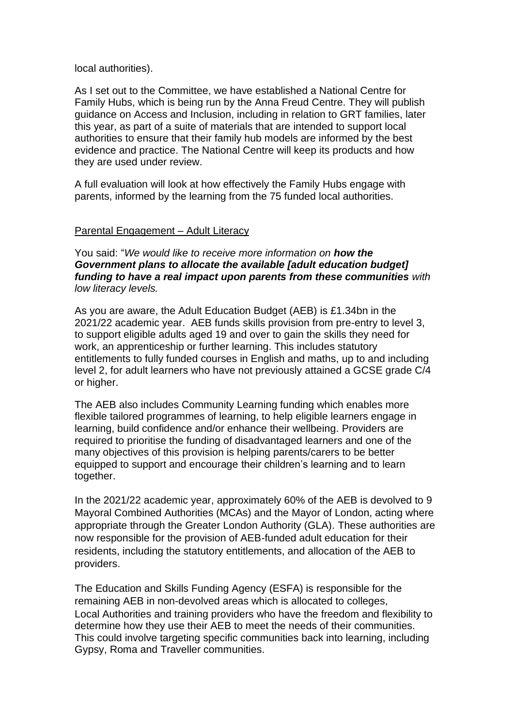local authorities).

As I set out to the Committee, we have established a National Centre for Family Hubs, which is being run by the Anna Freud Centre. They will publish guidance on Access and Inclusion, including in relation to GRT families, later this year, as part of a suite of materials that are intended to support local authorities to ensure that their family hub models are informed by the best evidence and practice. The National Centre will keep its products and how they are used under review.

A full evaluation will look at how effectively the Family Hubs engage with parents, informed by the learning from the 75 funded local authorities.

<u>Parental Engagement – Adult Literacy</u>

You said: "*We would like to receive more information on **how the Government plans to allocate the available [adult education budget] funding to have a real impact upon parents from these communities** with low literacy levels.*

As you are aware, the Adult Education Budget (AEB) is £1.34bn in the 2021/22 academic year. AEB funds skills provision from pre-entry to level 3, to support eligible adults aged 19 and over to gain the skills they need for work, an apprenticeship or further learning. This includes statutory entitlements to fully funded courses in English and maths, up to and including level 2, for adult learners who have not previously attained a GCSE grade C/4 or higher.

The AEB also includes Community Learning funding which enables more flexible tailored programmes of learning, to help eligible learners engage in learning, build confidence and/or enhance their wellbeing. Providers are required to prioritise the funding of disadvantaged learners and one of the many objectives of this provision is helping parents/carers to be better equipped to support and encourage their children's learning and to learn together.

In the 2021/22 academic year, approximately 60% of the AEB is devolved to 9 Mayoral Combined Authorities (MCAs) and the Mayor of London, acting where appropriate through the Greater London Authority (GLA). These authorities are now responsible for the provision of AEB-funded adult education for their residents, including the statutory entitlements, and allocation of the AEB to providers.

The Education and Skills Funding Agency (ESFA) is responsible for the remaining AEB in non-devolved areas which is allocated to colleges, Local Authorities and training providers who have the freedom and flexibility to determine how they use their AEB to meet the needs of their communities. This could involve targeting specific communities back into learning, including Gypsy, Roma and Traveller communities.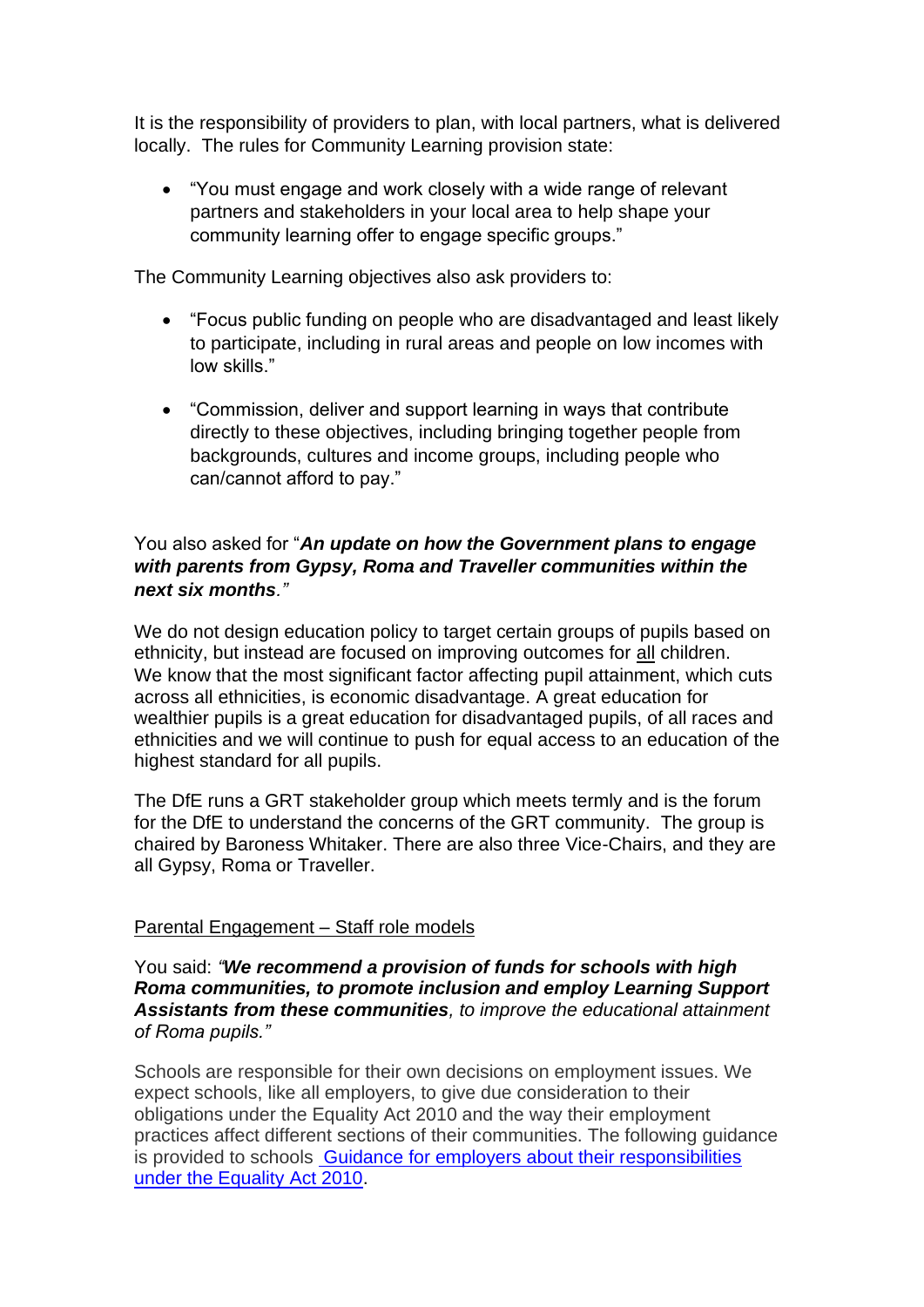It is the responsibility of providers to plan, with local partners, what is delivered locally. The rules for Community Learning provision state:

- "You must engage and work closely with a wide range of relevant partners and stakeholders in your local area to help shape your community learning offer to engage specific groups."

The Community Learning objectives also ask providers to:

- "Focus public funding on people who are disadvantaged and least likely to participate, including in rural areas and people on low incomes with low skills."
- "Commission, deliver and support learning in ways that contribute directly to these objectives, including bringing together people from backgrounds, cultures and income groups, including people who can/cannot afford to pay."

You also asked for "***An update on how the Government plans to engage with parents from Gypsy, Roma and Traveller communities within the next six months****."*

We do not design education policy to target certain groups of pupils based on ethnicity, but instead are focused on improving outcomes for <u>all</u> children. We know that the most significant factor affecting pupil attainment, which cuts across all ethnicities, is economic disadvantage. A great education for wealthier pupils is a great education for disadvantaged pupils, of all races and ethnicities and we will continue to push for equal access to an education of the highest standard for all pupils.

The DfE runs a GRT stakeholder group which meets termly and is the forum for the DfE to understand the concerns of the GRT community. The group is chaired by Baroness Whitaker. There are also three Vice-Chairs, and they are all Gypsy, Roma or Traveller.

<u>Parental Engagement – Staff role models</u>

You said: *"**We recommend a provision of funds for schools with high Roma communities, to promote inclusion and employ Learning Support Assistants from these communities**, to improve the educational attainment of Roma pupils."*

Schools are responsible for their own decisions on employment issues. We expect schools, like all employers, to give due consideration to their obligations under the Equality Act 2010 and the way their employment practices affect different sections of their communities. The following guidance is provided to schools [Guidance for employers about their responsibilities under the Equality Act 2010].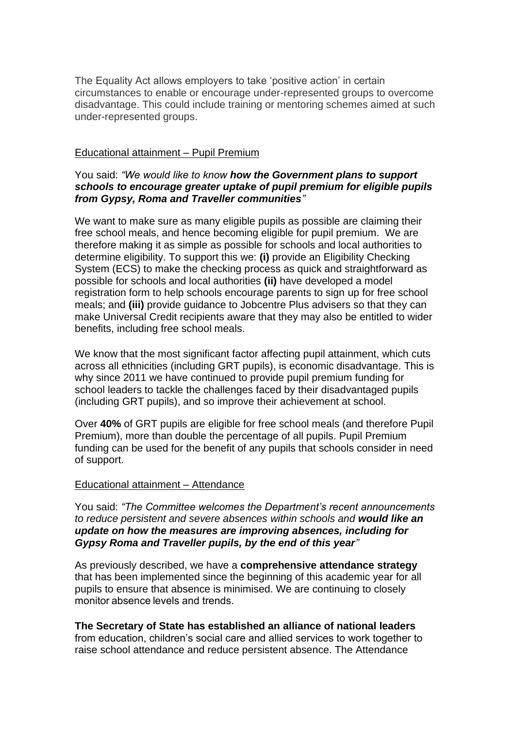The Equality Act allows employers to take 'positive action' in certain circumstances to enable or encourage under-represented groups to overcome disadvantage. This could include training or mentoring schemes aimed at such under-represented groups.

Educational attainment – Pupil Premium

You said: *"We would like to know **how the Government plans to support schools to encourage greater uptake of pupil premium for eligible pupils from Gypsy, Roma and Traveller communities**"*

We want to make sure as many eligible pupils as possible are claiming their free school meals, and hence becoming eligible for pupil premium. We are therefore making it as simple as possible for schools and local authorities to determine eligibility. To support this we: **(i)** provide an Eligibility Checking System (ECS) to make the checking process as quick and straightforward as possible for schools and local authorities **(ii)** have developed a model registration form to help schools encourage parents to sign up for free school meals; and **(iii)** provide guidance to Jobcentre Plus advisers so that they can make Universal Credit recipients aware that they may also be entitled to wider benefits, including free school meals.

We know that the most significant factor affecting pupil attainment, which cuts across all ethnicities (including GRT pupils), is economic disadvantage. This is why since 2011 we have continued to provide pupil premium funding for school leaders to tackle the challenges faced by their disadvantaged pupils (including GRT pupils), and so improve their achievement at school.

Over **40%** of GRT pupils are eligible for free school meals (and therefore Pupil Premium), more than double the percentage of all pupils. Pupil Premium funding can be used for the benefit of any pupils that schools consider in need of support.

Educational attainment – Attendance

You said: *"The Committee welcomes the Department's recent announcements to reduce persistent and severe absences within schools and **would like an update on how the measures are improving absences, including for Gypsy Roma and Traveller pupils, by the end of this year**"*

As previously described, we have a **comprehensive attendance strategy** that has been implemented since the beginning of this academic year for all pupils to ensure that absence is minimised. We are continuing to closely monitor absence levels and trends.

**The Secretary of State has established an alliance of national leaders** from education, children's social care and allied services to work together to raise school attendance and reduce persistent absence. The Attendance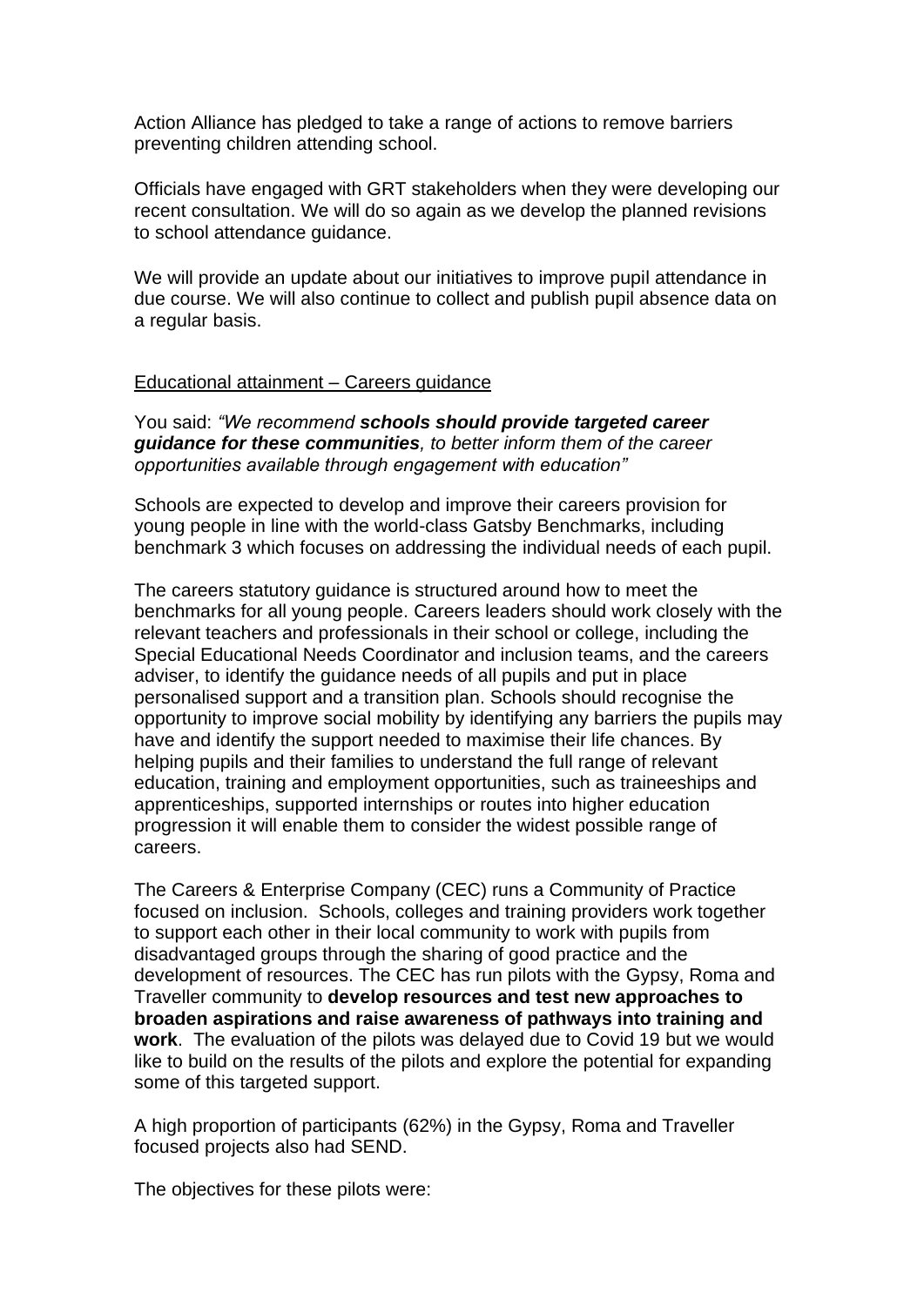Action Alliance has pledged to take a range of actions to remove barriers preventing children attending school.

Officials have engaged with GRT stakeholders when they were developing our recent consultation. We will do so again as we develop the planned revisions to school attendance guidance.

We will provide an update about our initiatives to improve pupil attendance in due course. We will also continue to collect and publish pupil absence data on a regular basis.

<u>Educational attainment – Careers guidance</u>

You said: *"We recommend **schools should provide targeted career guidance for these communities**, to better inform them of the career opportunities available through engagement with education"*

Schools are expected to develop and improve their careers provision for young people in line with the world-class Gatsby Benchmarks, including benchmark 3 which focuses on addressing the individual needs of each pupil.

The careers statutory guidance is structured around how to meet the benchmarks for all young people. Careers leaders should work closely with the relevant teachers and professionals in their school or college, including the Special Educational Needs Coordinator and inclusion teams, and the careers adviser, to identify the guidance needs of all pupils and put in place personalised support and a transition plan. Schools should recognise the opportunity to improve social mobility by identifying any barriers the pupils may have and identify the support needed to maximise their life chances. By helping pupils and their families to understand the full range of relevant education, training and employment opportunities, such as traineeships and apprenticeships, supported internships or routes into higher education progression it will enable them to consider the widest possible range of careers.

The Careers & Enterprise Company (CEC) runs a Community of Practice focused on inclusion. Schools, colleges and training providers work together to support each other in their local community to work with pupils from disadvantaged groups through the sharing of good practice and the development of resources. The CEC has run pilots with the Gypsy, Roma and Traveller community to **develop resources and test new approaches to broaden aspirations and raise awareness of pathways into training and work**. The evaluation of the pilots was delayed due to Covid 19 but we would like to build on the results of the pilots and explore the potential for expanding some of this targeted support.

A high proportion of participants (62%) in the Gypsy, Roma and Traveller focused projects also had SEND.

The objectives for these pilots were: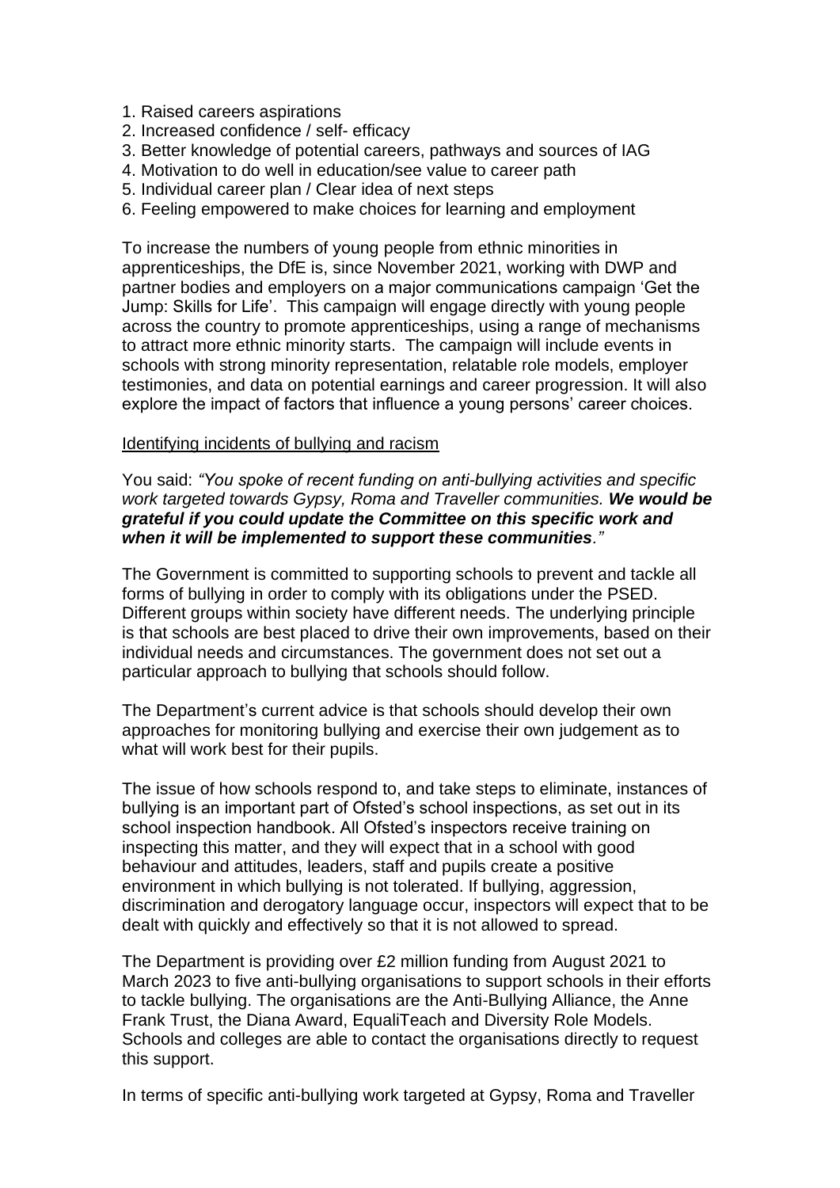1. Raised careers aspirations
2. Increased confidence / self- efficacy
3. Better knowledge of potential careers, pathways and sources of IAG
4. Motivation to do well in education/see value to career path
5. Individual career plan / Clear idea of next steps
6. Feeling empowered to make choices for learning and employment

To increase the numbers of young people from ethnic minorities in apprenticeships, the DfE is, since November 2021, working with DWP and partner bodies and employers on a major communications campaign 'Get the Jump: Skills for Life'. This campaign will engage directly with young people across the country to promote apprenticeships, using a range of mechanisms to attract more ethnic minority starts. The campaign will include events in schools with strong minority representation, relatable role models, employer testimonies, and data on potential earnings and career progression. It will also explore the impact of factors that influence a young persons' career choices.

Identifying incidents of bullying and racism

You said: *"You spoke of recent funding on anti-bullying activities and specific work targeted towards Gypsy, Roma and Traveller communities.* ***We would be grateful if you could update the Committee on this specific work and when it will be implemented to support these communities****."*

The Government is committed to supporting schools to prevent and tackle all forms of bullying in order to comply with its obligations under the PSED. Different groups within society have different needs. The underlying principle is that schools are best placed to drive their own improvements, based on their individual needs and circumstances. The government does not set out a particular approach to bullying that schools should follow.

The Department's current advice is that schools should develop their own approaches for monitoring bullying and exercise their own judgement as to what will work best for their pupils.

The issue of how schools respond to, and take steps to eliminate, instances of bullying is an important part of Ofsted's school inspections, as set out in its school inspection handbook. All Ofsted's inspectors receive training on inspecting this matter, and they will expect that in a school with good behaviour and attitudes, leaders, staff and pupils create a positive environment in which bullying is not tolerated. If bullying, aggression, discrimination and derogatory language occur, inspectors will expect that to be dealt with quickly and effectively so that it is not allowed to spread.

The Department is providing over £2 million funding from August 2021 to March 2023 to five anti-bullying organisations to support schools in their efforts to tackle bullying. The organisations are the Anti-Bullying Alliance, the Anne Frank Trust, the Diana Award, EqualiTeach and Diversity Role Models. Schools and colleges are able to contact the organisations directly to request this support.

In terms of specific anti-bullying work targeted at Gypsy, Roma and Traveller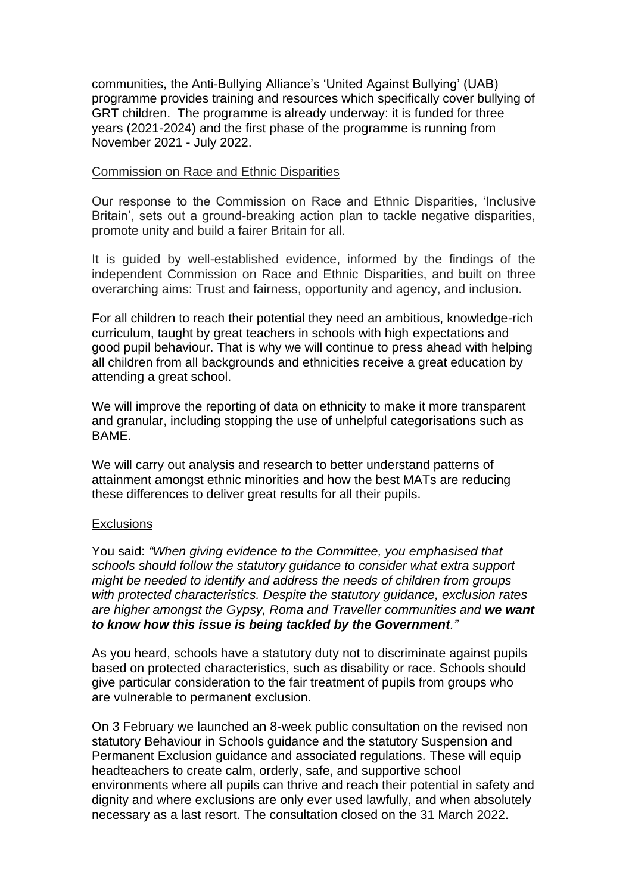communities, the Anti-Bullying Alliance's 'United Against Bullying' (UAB) programme provides training and resources which specifically cover bullying of GRT children. The programme is already underway: it is funded for three years (2021-2024) and the first phase of the programme is running from November 2021 - July 2022.

<u>Commission on Race and Ethnic Disparities</u>

Our response to the Commission on Race and Ethnic Disparities, 'Inclusive Britain', sets out a ground-breaking action plan to tackle negative disparities, promote unity and build a fairer Britain for all.

It is guided by well-established evidence, informed by the findings of the independent Commission on Race and Ethnic Disparities, and built on three overarching aims: Trust and fairness, opportunity and agency, and inclusion.

For all children to reach their potential they need an ambitious, knowledge-rich curriculum, taught by great teachers in schools with high expectations and good pupil behaviour. That is why we will continue to press ahead with helping all children from all backgrounds and ethnicities receive a great education by attending a great school.

We will improve the reporting of data on ethnicity to make it more transparent and granular, including stopping the use of unhelpful categorisations such as BAME.

We will carry out analysis and research to better understand patterns of attainment amongst ethnic minorities and how the best MATs are reducing these differences to deliver great results for all their pupils.

<u>Exclusions</u>

You said: *"When giving evidence to the Committee, you emphasised that schools should follow the statutory guidance to consider what extra support might be needed to identify and address the needs of children from groups with protected characteristics. Despite the statutory guidance, exclusion rates are higher amongst the Gypsy, Roma and Traveller communities and **we want to know how this issue is being tackled by the Government**."*

As you heard, schools have a statutory duty not to discriminate against pupils based on protected characteristics, such as disability or race. Schools should give particular consideration to the fair treatment of pupils from groups who are vulnerable to permanent exclusion.

On 3 February we launched an 8-week public consultation on the revised non statutory Behaviour in Schools guidance and the statutory Suspension and Permanent Exclusion guidance and associated regulations. These will equip headteachers to create calm, orderly, safe, and supportive school environments where all pupils can thrive and reach their potential in safety and dignity and where exclusions are only ever used lawfully, and when absolutely necessary as a last resort. The consultation closed on the 31 March 2022.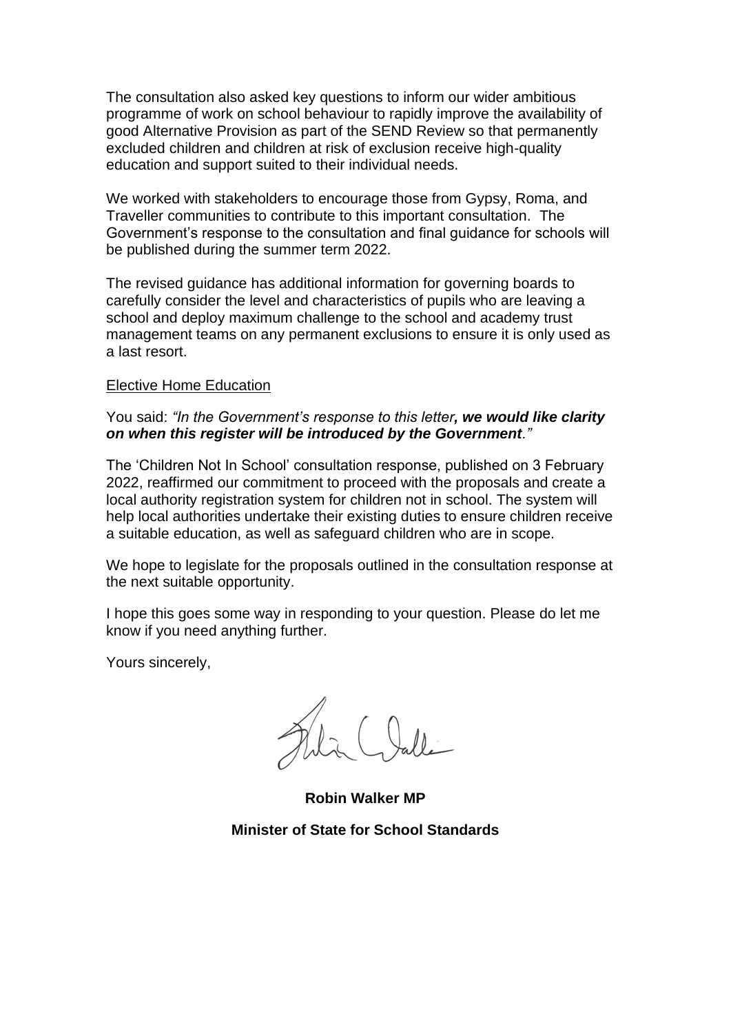The consultation also asked key questions to inform our wider ambitious programme of work on school behaviour to rapidly improve the availability of good Alternative Provision as part of the SEND Review so that permanently excluded children and children at risk of exclusion receive high-quality education and support suited to their individual needs.

We worked with stakeholders to encourage those from Gypsy, Roma, and Traveller communities to contribute to this important consultation. The Government's response to the consultation and final guidance for schools will be published during the summer term 2022.

The revised guidance has additional information for governing boards to carefully consider the level and characteristics of pupils who are leaving a school and deploy maximum challenge to the school and academy trust management teams on any permanent exclusions to ensure it is only used as a last resort.

<u>Elective Home Education</u>

You said: *"In the Government's response to this letter**, we would like clarity on when this register will be introduced by the Government**."*

The 'Children Not In School' consultation response, published on 3 February 2022, reaffirmed our commitment to proceed with the proposals and create a local authority registration system for children not in school. The system will help local authorities undertake their existing duties to ensure children receive a suitable education, as well as safeguard children who are in scope.

We hope to legislate for the proposals outlined in the consultation response at the next suitable opportunity.

I hope this goes some way in responding to your question. Please do let me know if you need anything further.

Yours sincerely,

**Robin Walker MP**

**Minister of State for School Standards**